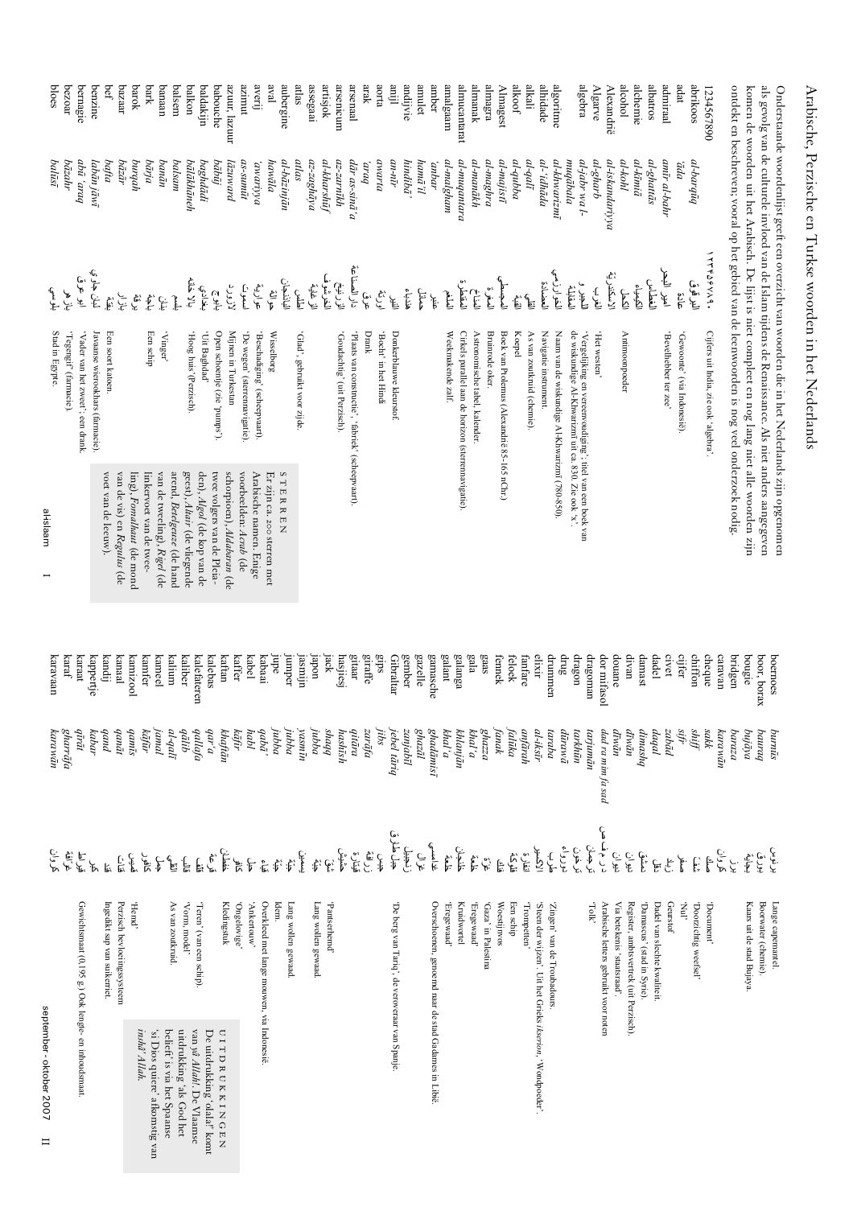# Arabische, Perzische en Turkse woorden in het Nederlands

Onderstaande woordenlijst geeft een overzicht van woorden die in het Nederlands zijn opgenomen als gevolg van de culturele invloed van de Islam tijdens de Renaissance. Als niet anders aangegeven komen de woorden uit het Arabisch. De lijst is niet compleet en nog lang niet alle woorden zijn ontdekt en beschreven, vooral op het gebied van de leenwoorden is nog veel onderzoek nodig.

| Woord | Transcriptie | Arabisch | Toelichting |
|---|---|---|---|
| 1234567890 | | ١٢٣٤٥٦٧٨٩٠ | Cijfers uit India, zie ook 'algebra'. |
| abrikoos | *al-barqūq* | البرقوق | |
| adat | *ʿāda* | عادة | 'Gewoonte' (via Indonesië). |
| admiraal | *amīr al-bahr* | امير البحر | 'Bevelhebber ter zee' |
| albatros | *al-ghattās* | الغطاس | |
| alchemie | *al-kīmiā* | الكيمياء | |
| alcohol | *al-kohl* | الكحل | Antimoonpoeder |
| Alexandrië | *al-iskandarīya* | الاسكندرية | |
| Algarve | *al-gharb* | الغرب | 'Het westen' |
| algebra | *al-jabr wa l-muqābala* | الجبر و المقابلة | 'Vergelijking en vereenvoudiging'; titel van een boek van de wiskundige Al-Khwarizmi uit ca. 830. Zie ook 'x'. |
| algoritme | *al-khwārizmī* | الخوارزمي | Naam van de wiskundige Al-Khwarizmi (780-850). |
| alhidade | *al-ʿidhāda* | العضادة | Navigatie instrument. |
| alkali | *al-qalī* | القلي | As van zoutkruid (chemie). |
| alkoof | *al-qubba* | القبة | Koepel |
| Almagest | *al-majisṭī* | المجسطي | Boek van Ptolemaus (Alexandrië 85-165 n.Chr.) |
| almagra | *al-maghra* | المغرة | Bruinrode oker. |
| almanak | *al-manākh* | المناخ | Astronomische tabel, kalender. |
| almucantarat | *al-muqanṭara* | المقنطرة | Cirkels parallel aan de horizon (sterrennavigatie). |
| amalgaam | *al-malgham* | الملغم | Weekmakende zalf. |
| amber | *ʿanbar* | عنبر | |
| amulet | *hamāʾil* | حمائل | |
| andijvie | *hindibāʾ* | هندباء | |
| anijl | *an-nīl* | النيل | Donkerblauwe kleurstof. |
| aorta | *awarta* | اورطة | 'Bocht' in het Hindi |
| arak | *ʿaraq* | عرق | Drank |
| arsenaal | *dār aṣ-ṣināʿa* | دار الصناعة | 'Plaats van constructie', 'fabriek' (scheepvaart). |
| arsenicum | *az-zarnīkh* | الزرنيخ | 'Goudachtig' (uit Perzisch). |
| artisjok | *al-kharshūf* | الخرشوف | |
| assegaai | *az-zaghāya* | الزغاية | |
| atlas | *aṭlas* | أطلس | 'Glad', gebruikt voor zijde. |
| aubergine | *al-bāḏinjān* | الباذنجان | |
| aval | *ḥawāla* | حوالة | Wisselborg |
| averij | *ʿawārīya* | عوارية | 'Beschadiging' (scheepvaart). |
| azimut | *as-sumūt* | السموت | 'De wegen' (sterrennavigatie). |
| azuur, lazuur | *lāzaward* | لازورد | Mijnen in Turkestan |
| babouche | *bābūj* | بابوج | Open schoentje (zie 'pumps'). |
| baldakijn | *baghdādī* | بغدادي | 'Uit Baghdad' |
| balkon | *bālākhāneh* | بالا خانه | 'Hoog huis' (Perzisch). |
| balsem | *balsam* | بلسم | |
| banaan | *banān* | بنان | 'Vinger' |
| bark | *bārija* | بارجة | Een schip |
| barok | *burqah* | برقة | |
| bazaar | *bāzār* | بازار | |
| bef | *bafta* | بفتة | Een soort katoen. |
| benzine | *lubān jāwī* | لبان جاوي | Javaanse wierookhars (farmacie). |
| bernagie | *abū ʿaraq* | ابو عرق | 'Vader van het zweet'; een drank. |
| bezoar | *bāzahr* | بازهر | 'Tegengif' (farmacie). |
| bloes | *bulūsī* | بلوسي | Stad in Egypte. |
| boernoes | *burnūs* | برنس | Lange capemantel. |
| boor, borax | *būraq* | بورق | Boorwater (chemie). |
| bougie | *bujāya* | بجاية | Kaars uit de stad Bujaya. |
| bridgen | *baraza* | برز | |
| caravan | *karawān* | كروان | |
| cheque | *sakk* | صك | 'Document' |
| chiffon | *shiff* | شف | 'Doorzichtig weefsel' |
| cijfer | *sifr* | صفر | 'Nul' |
| civet | *zabād* | زباد | Geurstof |
| dadel | *daqal* | دقل | Dadel van slechte kwaliteit. |
| damast | *dimashq* | دمشق | 'Damascus' (stad in Syrië). |
| divan | *dīwān* | ديوان | Register, ambtsvertrek (uit Perzisch). |
| douane | *dīwān* | ديوان | Via betekenis 'staatsraad'. |
| dor mifasol | *dal ra mim fa sad* | د ر م ف ص | Arabische letters gebruikt voor noten |
| dragoman | *tarjumān* | ترجمان | 'Tolk' |
| dragon | *ṭarkhūn* | طرخون | |
| drug | *dūrawā* | دوراء | |
| drummen | *ṭaraba* | طرب | 'Zingen' van de Troubadours. |
| elixir | *al-iksīr* | الاكسير | 'Steen der wijzen'. Uit het Grieks *ikserion*, 'Wondpoeder'. |
| fanfare | *anfārah* | النفارة | 'Trompetten' |
| feloek | *falūka* | فلوكة | Een schip |
| fennek | *fanak* | فنك | Woestijnvos |
| gaas | *ghazza* | غزة | 'Gaza' in Palestina |
| gala | *khilʿa* | خلعة | 'Eregewaad' |
| galanga | *khalanjān* | خلنجان | Kruidwortel |
| galant | *khilʿa* | خلعة | 'Eregewaad' |
| gamasche | *ghadāmisī* | غدامسي | Overschoenen, genoemd naar de stad Gadames in Libië. |
| gazelle | *ghazāl* | غزال | |
| gember | *zanjabīl* | زنجبيل | |
| Gibraltar | *jebel ṭāriq* | جبل طارق | 'De berg van Tariq', de veroveraar van Spanje. |
| gips | *jibs* | جبس | |
| giraffe | *zarāfa* | زرافة | |
| gitaar | *qītāra* | قيثارة | |
| hasjiesj | *ḥashīsh* | حشيش | |
| jack | *shaqq* | شق | 'Pantserhemd' |
| japon | *jubba* | جبة | Lang wollen gewaad |
| jasmijn | *yāsmīn* | ياسمين | |
| jumper | *jubba* | جبة | Lang wollen gewaad. |
| jupe | *jubba* | جبة | Idem. |
| kabaai | *qabāʾ* | قباء | Overkleed met lange mouwen, via Indonesië. |
| kabel | *ḥabl* | حبل | 'Ankertouw' |
| kaffer | *kāfir* | كافر | 'Ongelovige' |
| kaftan | *khuftān* | خفتان | Kledingstuk |
| kalebas | *qarʿa* | قرعة | |
| kalefateren | *qallafa* | قلفة | 'Teren' (van een schip). |
| kaliber | *qālib* | قالب | 'Vorm, model' |
| kalium | *al-qalī* | القلي | As van zoutkruid. |
| kameel | *jamal* | جمل | |
| kamfer | *kāfūr* | كافور | |
| kamizool | *qamīṣ* | قميص | 'Hemd' |
| kanaal | *qanāt* | قناة | Perzisch bevloeiingssysteem |
| kandij | *qand* | قند | Ingedikt sap van suikerriet. |
| kapperije | *kabar* | كبر | |
| karaat | *qīrāṭ* | قيراط | Gewichtsmaat (0,195 g.) Ook lengte- en inhoudsmaat. |
| karaf | *gharrāfa* | غرافة | |
| karavaan | *karawān* | كاروان | |

**STERREN**

Er zijn ca. 200 sterren met Arabische namen. Enige voorbeelden: *Acrab* (de schorpioen), *Aldebaran* (de twee volgers van de Pleiaden), *Algol* (de kop van de geest), *Altair* (de vliegende arend), *Betelgeuse* (de hand van de tweeling), *Rigel* (de linkervoet van de tweeling), *Fomalhaut* (de mond van de vis) en *Regulus* (de voet van de leeuw).

**UITDRUKKINGEN**

De uitdrukking 'olala!' komt van *yā Allah!*. De Vlaamse uitdrukking 'als God het belieft' is via het Spaanse 'si Dios quiere' afkomstig van *inshā' Allāh*.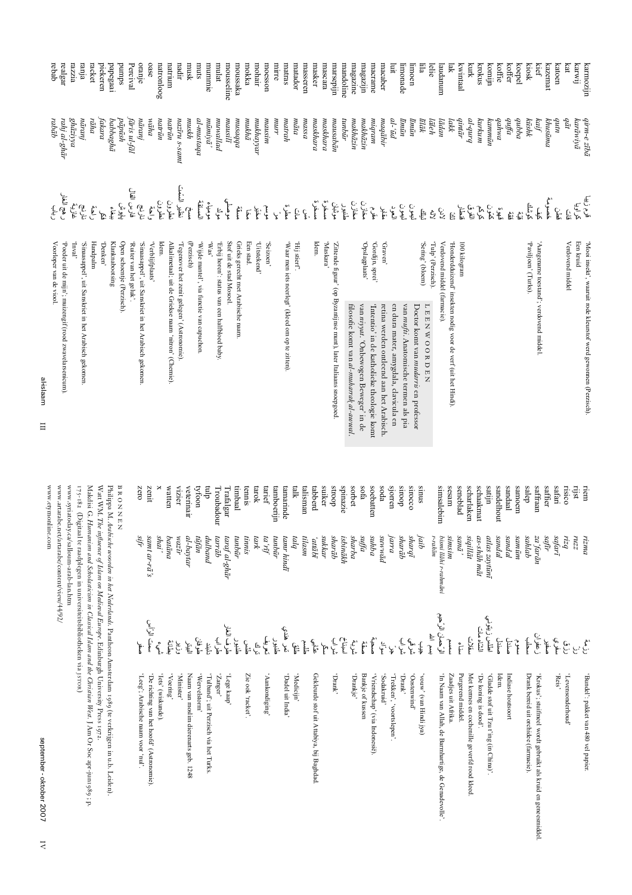| | | | |
|---|---|---|---|
| karmozijn | *qirm-e zīhā* | قرمزيا | 'Mooi insekt', waaruit rode kleurstof werd gewonnen (Perzisch). |
| karwij | *karāwiyā* | كراويا | Een kruid |
| kat | *qāt* | قات | Verdovend middel |
| katoen | *quṭn* | قطن | |
| kazemat | *khuṣūma* | خصومة | |
| kief | *kaif* | كيف | 'Aangename toestand'; verdovend middel. |
| kiosk | *kūshk* | كوشك | 'Paviljoen' (Turks). |
| koepel | *qubba* | قبة | |
| koffer | *quffa* | قفة | |
| koffie | *qahwa* | قهوة | |
| komijn | *kammūn* | كمون | |
| krokus | *kurkum* | كركم | |
| kurk | *al-qurq* | القرق | |
| kwintaal | *qinṭār* | قنطار | 100 kilogram |
| lak | *lakk* | لك | 'Honderdduizend' insekten nodig voor de verf (uit het Hindi). |
| laudanum | *lādan* | لادن | Verdovend middel (farmacie). |
| lelie | *lāleh* | لاله | 'Tulp' (Perzisch). |
| lila | *līlak* | ليلك | 'Sering' (bloem) |
| limoen | *līmūn* | ليمون | |
| limonade | *līmūn* | ليمون | |
| luit | *al-'ūd* | العود | |
| macaber | *maqābir* | مقابر | 'Graven' |
| macramé | *miqram* | مقرم | 'Gordijn, sprei' |
| magazijn | *makhāzin* | مخازن | 'Opslagplaats' |
| magazine | *makhāzin* | مخازن | |
| mandoline | *ṭunbūr* | طنبور | |
| marsepijn | *mauṭabān* | موطبان | 'Zittende figuur' (op Byzantijnse munt), later Italiaans snoepgoed. |
| mascara | *maskhara* | مسخرة | 'Maskara' |
| masker | *maskhara* | مسخرة | Idem. |
| masseren | *massa* | مس | |
| matador | *māta* | مات | 'Hij stierf'. |
| matras | *maṭraḥ* | مطرح | 'Waar men iets neerlegt' (kleed om op te zitten). |
| mirre | *murr* | مر | |
| moesson | *mausim* | موسم | 'Seizoen' |
| mohair | *mukhayyar* | مخير | 'Uitstekend' |
| mokka | *mukhā* | مخا | Een stad. |
| moussaka | *musaqqa* | مسقعة | Grieks gerecht met Arabische naam. |
| mousseline | *mauṣilī* | موصلي | Stof uit de stad Mosoel. |
| mulat | *muwallad* | مولد | 'Erbij horen': status van een halfbloed baby. |
| mummie | *mūmiyā'* | موميا | 'Was' |
| muts | *al-mustaqa* | المستقة | 'Wijde mantel', via functie van capuchon. |
| musk | *mushk* | مشك | (Perzisch) |
| nadir | *naẓīra s-samt* | نظير السمت | 'Tegenover het zenit gelegen' (Astronomie). |
| natrium | *naṭrūn* | نطرون | Alkalimetaal; uit de Griekse naam 'nitron' (Chemie). |
| natronloog | *naṭrūn* | نطرون | Idem. |
| oase | *wāḥa* | واحة | 'Verblijfplaats' |
| oranje | *nāranj* | نارنج | 'Sinaasappel', uit Sanskriet in het Arabisch gekomen. |
| Percival | *fāris ul-fāl* | فارس الفال | 'Ruiter van het geluk'. |
| pumps | *pāpūsh* | بابوش | Open schoentje (Perzisch). |
| papegaai | *babbaghā* | ببغاء | Klanknabootsing |
| piekeren | *fakkara* | فكر | 'Denken' |
| racket | *rāḥa* | راحة | Handpalm |
| ranja | *nāranj* | نارنج | 'Sinaasappel', uit Sanskriet in het Arabisch gekomen. |
| razzia | *ghāziya* | غازية | 'Inval' |
| realgar | *rahj al-ghār* | رهج الغار | 'Poeder uit de mijn'; muizengif (rood zwavelarsenicum). |
| rebab | *rabāb* | رباب | Voorloper van de viool. |

**LEENWOORDEN**

Doctor komt van *mudarris* en professor van *mufti*. Anatomische termen als pia en dura mater, amygdala, clavicula en retina werden ontleend aan het Arabisch. 'Intentio' in de katholieke theologie komt van *niyyat*. 'Onbewogen Beweger' in de filosofie komt van *al-muharrik al-awwal*.

| | | | |
|---|---|---|---|
| riem | *rizma* | رزمة | 'Bundel'; pakket van 480 vel papier. |
| rijst | *ruzz* | رز | |
| risico | *rizq* | رزق | 'Levensonderhoud' |
| safari | *safarī* | سفري | 'Reis' |
| saffier | *safīr* | سفير | |
| saffraan | *za'farān* | زعفران | 'Krokus'; stuifmeel wordt gebruikt als kruid en geneesmiddel. |
| salep | *saḥlab* | سحلب | Drank bereid uit orchidee (farmacie). |
| samoem | *samūm* | سموم | |
| sandaal | *ṣandal* | صندل | Indiase houtsoort |
| sandelhout | *ṣandal* | صندل | Idem. |
| satijn | *aṭlas zaytūnī* | أطلس زيتوني | 'Gladde stof uit Tzai'ing (in China)'. |
| schaakmat | *ash-shāh māt* | الشاه مات | 'De koning is dood'. |
| scharlaken | *siqillāṭ* | سقلاط | Met kermes en cochenille geverfd rood kleed. |
| seneblad | *sanā'* | سناء | Purgerend middel. |
| sesam | *simsim* | سمسم | Zaadjes uit Afrika. |
| simsalabim | *bismi llāhi r-raḥmāni r-raḥīm* | بسم الله الرحمن الرحيم | 'In Naam van Allah, de Barmhartige, de Genadevolle'. |
| sinus | *jaib* | جيب | 'vouw' (van Hindi *jya*) |
| sirocco | *sharqī* | شرقي | 'Oostenwind' |
| siroop | *sharāb* | شراب | 'Drank' |
| sjorren | *jarra* | جرة | 'Trekken', 'voortslepen'. |
| soda | *suwwād* | سواد | 'Sodakruid' |
| soebatten | *ṣuḥba* | صحبة | 'Vriendschap' (via Indonesië). |
| sofa | *ṣuffa* | صفة | Bankje of kussen |
| sorbet | *sharba* | شربة | 'Drankje' |
| spinazie | *isbānākh* | اسبانخ | |
| stroop | *sharāb* | شراب | 'Drank' |
| suiker | *sukkar* | سكر | |
| tabberd | *'attābī* | عتابي | Gekleurde stof uit Attabiya, bij Baghdad. |
| talisman | *ṭilasm* | طلسم | |
| talk | *ṭalq* | طلق | 'Medicijn' |
| tamarinde | *tamr hindī* | تمر هندي | 'Dadel uit India' |
| tamboerijn | *ṭunbūr* | طنبور | |
| tarief | *ta'rīf* | تعريف | 'Aankondiging' |
| tarok | *ṭark* | ترك | |
| tennis | *tinnīs* | تنيس | Zie ook 'racket'. |
| timbaal | *ṭunbūr* | طنبور | |
| Trafalgar | *ṭaraf al-ghār* | طرف الغار | 'Lege kaap' |
| Troubadour | *ṭarrāb* | طراب | 'Zanger' |
| tulp | *dulband* | دلبند | 'Tulband', uit Perzisch via het Turks. |
| tyfoon | *ṭūfān* | طوفان | 'Wervelstorm' |
| veterinair | *al-baiṭar* | البيطار | Naam van moslim dierenarts geb. 1248 |
| vizier | *wazīr* | وزير | 'Minister' |
| watten | *baṭāna* | بطانة | 'Voering' |
| x | *shai'* | شيء | 'Iets' (wiskunde) |
| zenit | *samt ar-rā's* | سمت الرأس | 'De richting van het hoofd' (Astronomie). |
| zero | *ṣifr* | صفر | 'Leeg'; Arabische naam voor 'nul'. |

**BRONNEN**

Philippa M. *Arabische woorden in het Nederlands*. Pantheon Amsterdam 1989 (te verkrijgen in u.b. Leiden).

Watt W.M. *The influence of Islam on Medieval Europe*. Edinburgh University Press 1972.

Makdisi G. *Humanism and Scholasticism in Classical Islam and the Christian West*. J Am Or Soc apr-juni 1989; p. 175-182 (Digitaal te raadplegen in universiteitsbibliotheken via JSTOR)

www.syriatoday.ca/salloum-arab-lan.htm

www.artarabe.net/artarabe/content/view/44/92/

www.etymonline.com